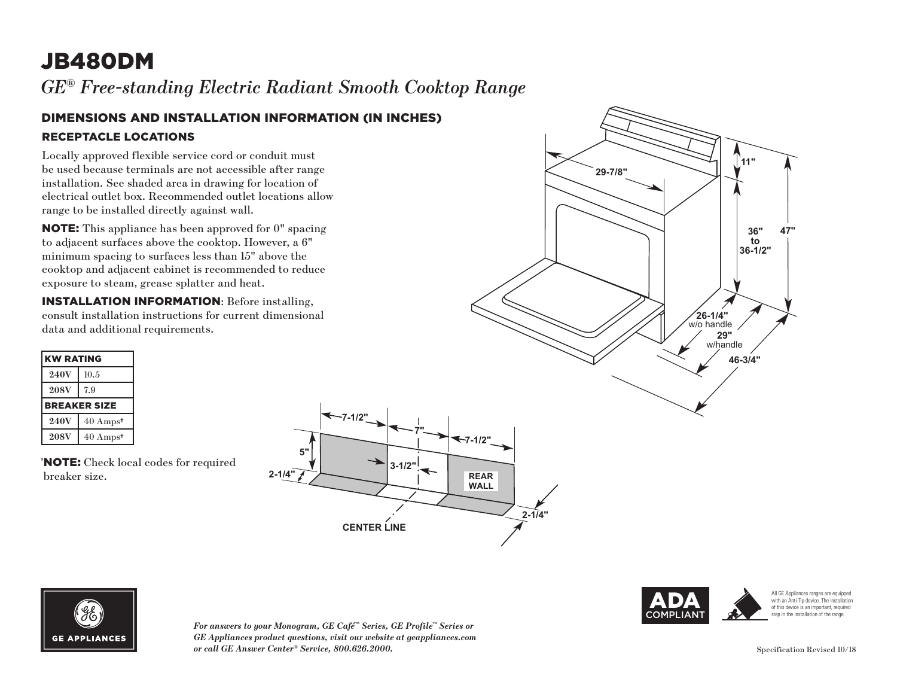# JB480DM

*GE® Free-standing Electric Radiant Smooth Cooktop Range*

## DIMENSIONS AND INSTALLATION INFORMATION (IN INCHES)

### RECEPTACLE LOCATIONS

Locally approved flexible service cord or conduit must be used because terminals are not accessible after range installation. See shaded area in drawing for location of electrical outlet box. Recommended outlet locations allow range to be installed directly against wall.

**NOTE:** This appliance has been approved for 0" spacing to adjacent surfaces above the cooktop. However, a 6" minimum spacing to surfaces less than 15" above the cooktop and adjacent cabinet is recommended to reduce exposure to steam, grease splatter and heat.

**INSTALLATION INFORMATION**: Before installing, consult installation instructions for current dimensional data and additional requirements.

| KW RATING | |
|---|---|
| **240V** | 10.5 |
| **208V** | 7.9 |
| **BREAKER SIZE** | |
| **240V** | 40 Amps† |
| **208V** | 40 Amps† |

†**NOTE:** Check local codes for required breaker size.

29-7/8"
11"
36" to 36-1/2"
47"
26-1/4" w/o handle
29" w/handle
46-3/4"

7-1/2"
7"
7-1/2"
5"
3-1/2"
2-1/4"
REAR WALL
2-1/4"
CENTER LINE

ADA COMPLIANT

All GE Appliances ranges are equipped with an Anti-Tip device. The installation of this device is an important, required step in the installation of the range.

GE APPLIANCES

*For answers to your Monogram, GE Café™ Series, GE Profile™ Series or GE Appliances product questions, visit our website at geappliances.com or call GE Answer Center® Service, 800.626.2000.*

Specification Revised 10/18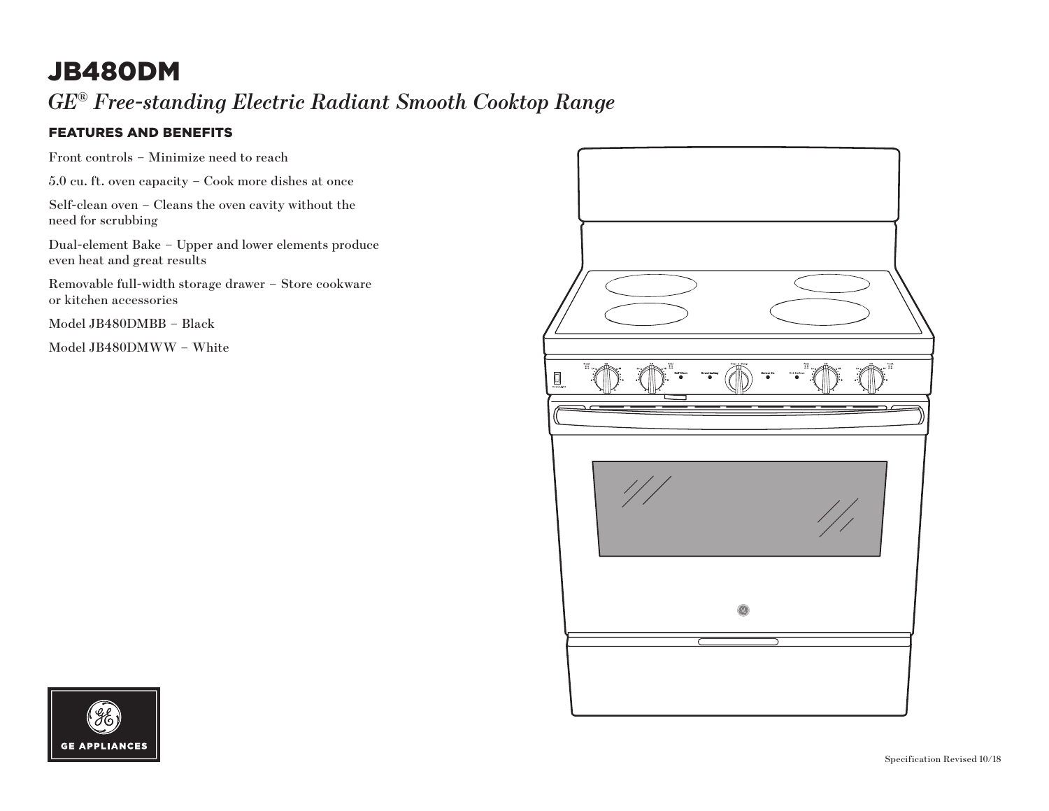# JB480DM

## *GE® Free-standing Electric Radiant Smooth Cooktop Range*

### FEATURES AND BENEFITS

Front controls – Minimize need to reach

5.0 cu. ft. oven capacity – Cook more dishes at once

Self-clean oven – Cleans the oven cavity without the need for scrubbing

Dual-element Bake – Upper and lower elements produce even heat and great results

Removable full-width storage drawer – Store cookware or kitchen accessories

Model JB480DMBB – Black

Model JB480DMWW – White

GE APPLIANCES

Specification Revised 10/18